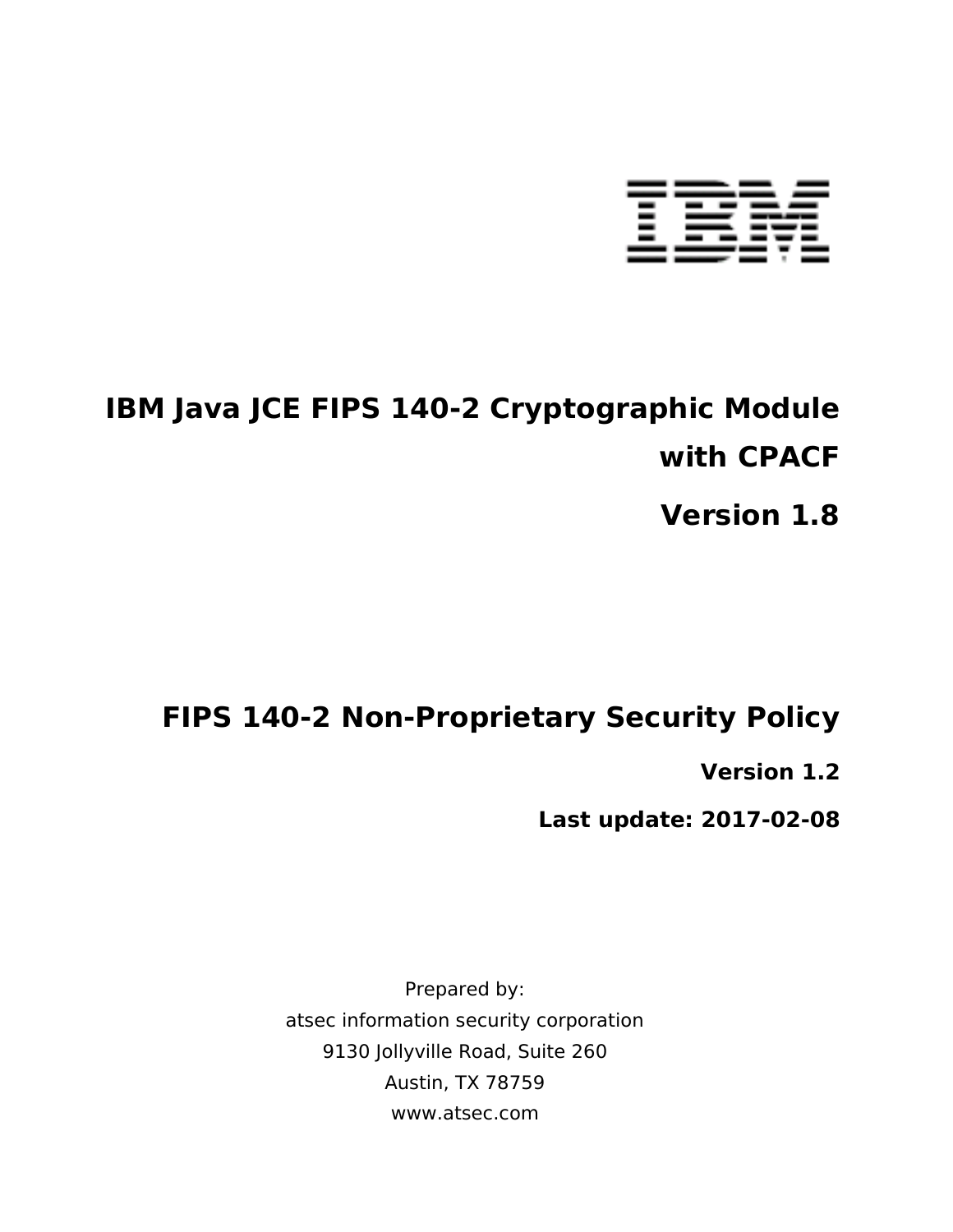# IBM Java JCE FIPS 140-2 Cryptographic Module with CPACF

## Version 1.8

# FIPS 140-2 Non-Proprietary Security Policy

**Version 1.2**

**Last update: 2017-02-08**

Prepared by:

atsec information security corporation

9130 Jollyville Road, Suite 260

Austin, TX 78759

www.atsec.com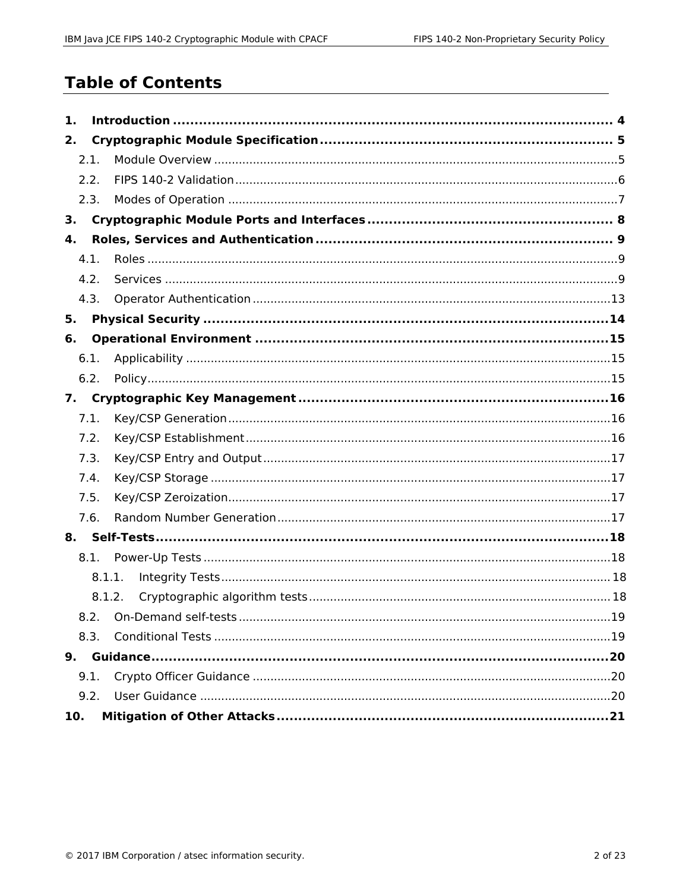# Table of Contents

**1. Introduction ... 4**

**2. Cryptographic Module Specification ... 5**

- 2.1. Module Overview ... 5
- 2.2. FIPS 140-2 Validation ... 6
- 2.3. Modes of Operation ... 7

**3. Cryptographic Module Ports and Interfaces ... 8**

**4. Roles, Services and Authentication ... 9**

- 4.1. Roles ... 9
- 4.2. Services ... 9
- 4.3. Operator Authentication ... 13

**5. Physical Security ... 14**

**6. Operational Environment ... 15**

- 6.1. Applicability ... 15
- 6.2. Policy ... 15

**7. Cryptographic Key Management ... 16**

- 7.1. Key/CSP Generation ... 16
- 7.2. Key/CSP Establishment ... 16
- 7.3. Key/CSP Entry and Output ... 17
- 7.4. Key/CSP Storage ... 17
- 7.5. Key/CSP Zeroization ... 17
- 7.6. Random Number Generation ... 17

**8. Self-Tests ... 18**

- 8.1. Power-Up Tests ... 18
  - 8.1.1. Integrity Tests ... 18
  - 8.1.2. Cryptographic algorithm tests ... 18
- 8.2. On-Demand self-tests ... 19
- 8.3. Conditional Tests ... 19

**9. Guidance ... 20**

- 9.1. Crypto Officer Guidance ... 20
- 9.2. User Guidance ... 20

**10. Mitigation of Other Attacks ... 21**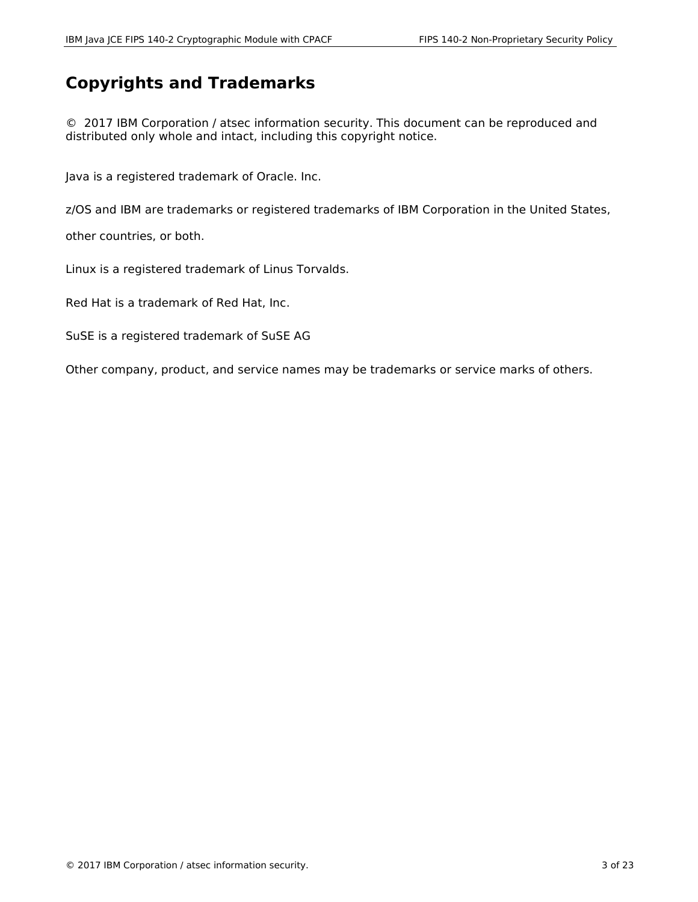# Copyrights and Trademarks

© 2017 IBM Corporation / atsec information security. This document can be reproduced and distributed only whole and intact, including this copyright notice.

Java is a registered trademark of Oracle. Inc.

z/OS and IBM are trademarks or registered trademarks of IBM Corporation in the United States,

other countries, or both.

Linux is a registered trademark of Linus Torvalds.

Red Hat is a trademark of Red Hat, Inc.

SuSE is a registered trademark of SuSE AG

Other company, product, and service names may be trademarks or service marks of others.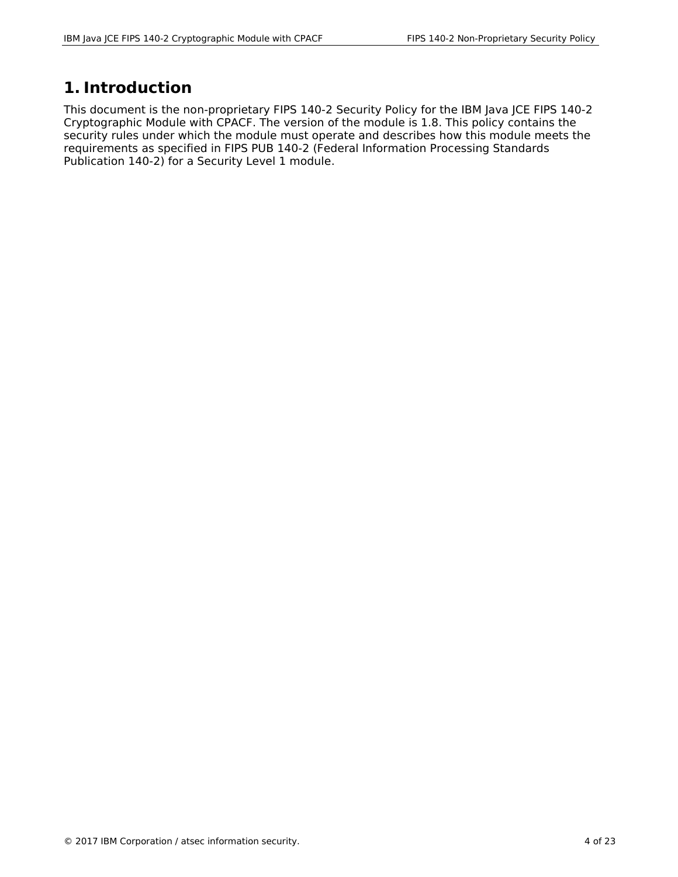# 1. Introduction

This document is the non-proprietary FIPS 140-2 Security Policy for the IBM Java JCE FIPS 140-2 Cryptographic Module with CPACF. The version of the module is 1.8. This policy contains the security rules under which the module must operate and describes how this module meets the requirements as specified in FIPS PUB 140-2 (Federal Information Processing Standards Publication 140-2) for a Security Level 1 module.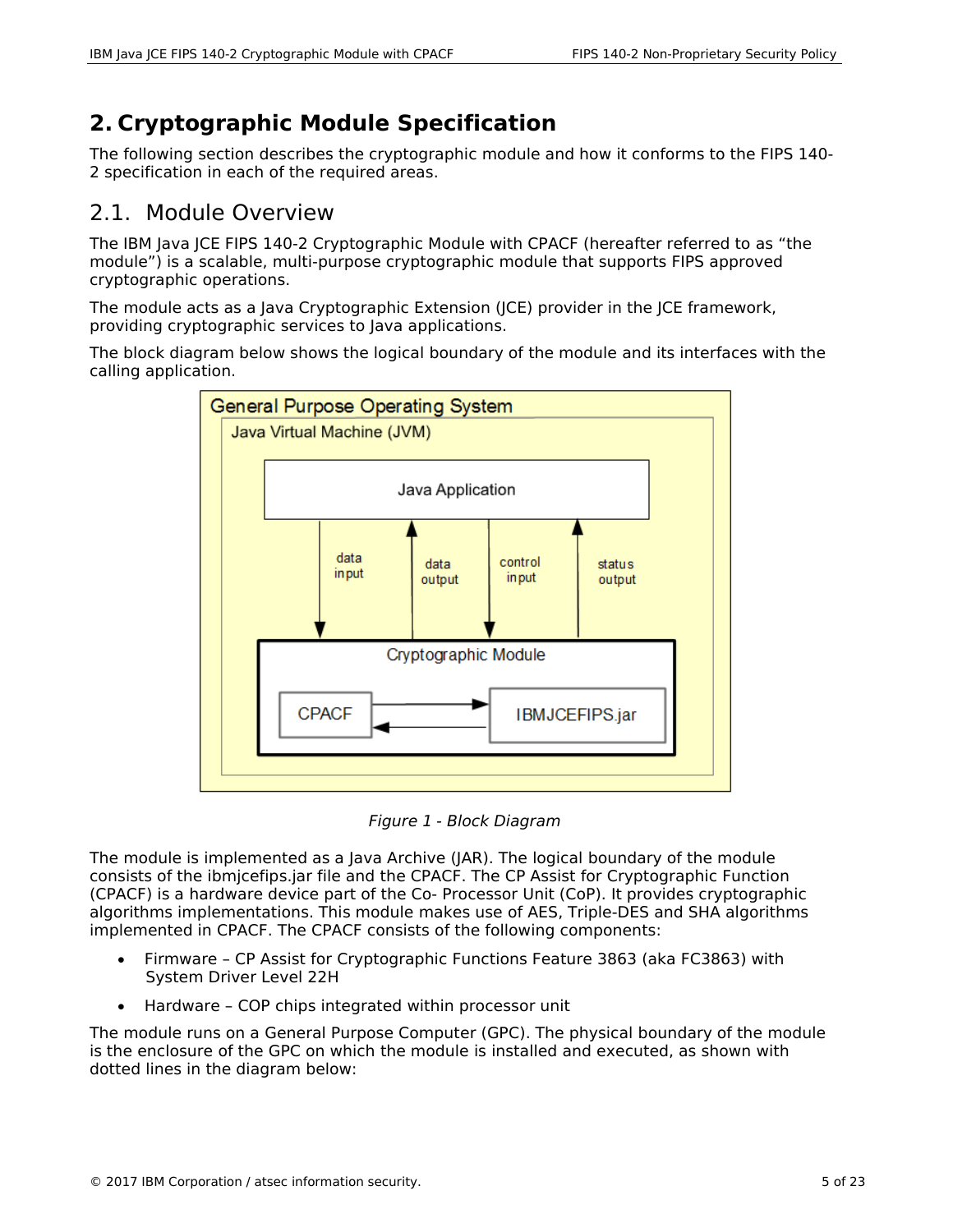# 2. Cryptographic Module Specification

The following section describes the cryptographic module and how it conforms to the FIPS 140-2 specification in each of the required areas.

## 2.1. Module Overview

The IBM Java JCE FIPS 140-2 Cryptographic Module with CPACF (hereafter referred to as "the module") is a scalable, multi-purpose cryptographic module that supports FIPS approved cryptographic operations.

The module acts as a Java Cryptographic Extension (JCE) provider in the JCE framework, providing cryptographic services to Java applications.

The block diagram below shows the logical boundary of the module and its interfaces with the calling application.

*Figure 1 - Block Diagram*

The module is implemented as a Java Archive (JAR). The logical boundary of the module consists of the ibmjcefips.jar file and the CPACF. The CP Assist for Cryptographic Function (CPACF) is a hardware device part of the Co- Processor Unit (CoP). It provides cryptographic algorithms implementations. This module makes use of AES, Triple-DES and SHA algorithms implemented in CPACF. The CPACF consists of the following components:

- Firmware – CP Assist for Cryptographic Functions Feature 3863 (aka FC3863) with System Driver Level 22H
- Hardware – COP chips integrated within processor unit

The module runs on a General Purpose Computer (GPC). The physical boundary of the module is the enclosure of the GPC on which the module is installed and executed, as shown with dotted lines in the diagram below: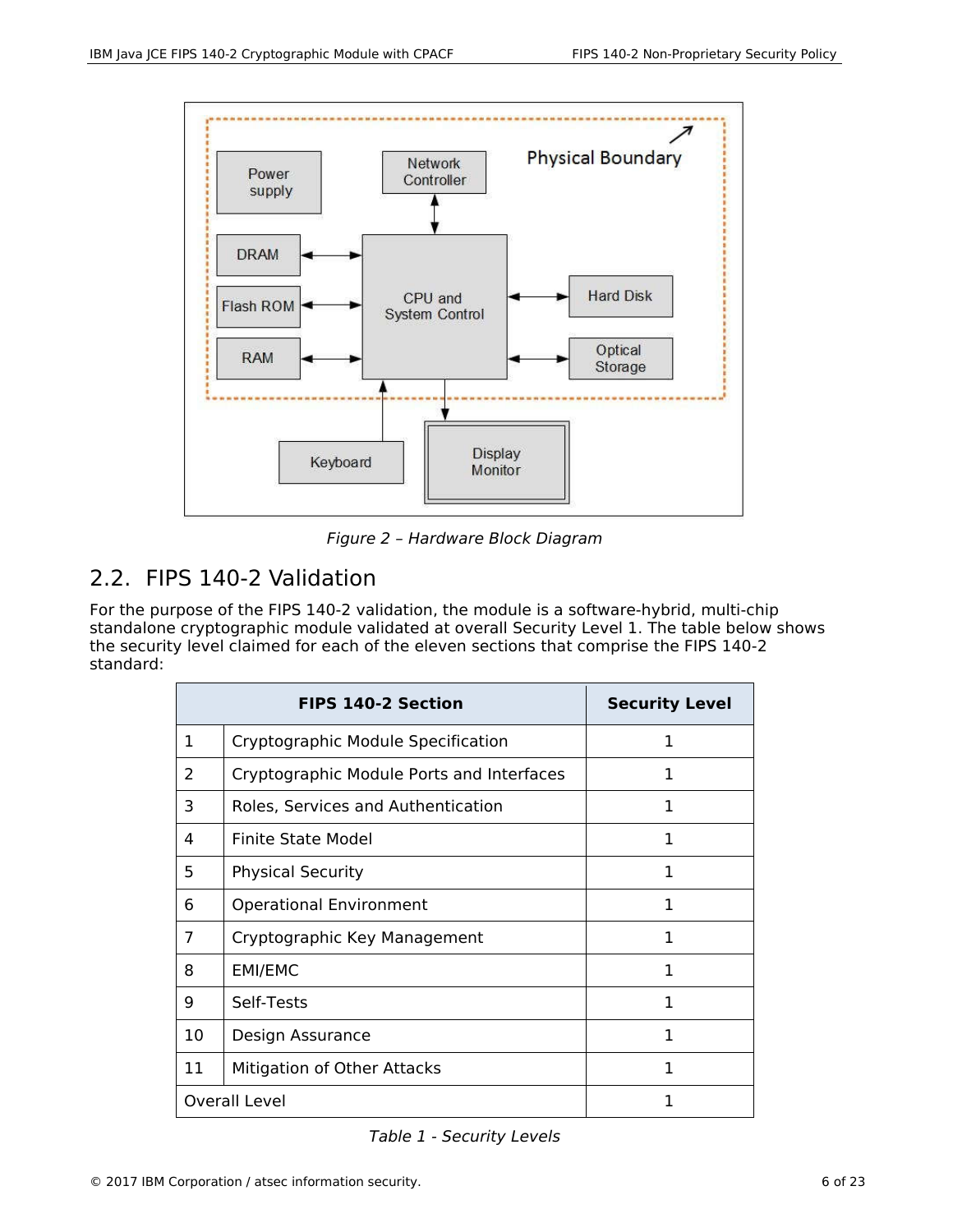*Figure 2 – Hardware Block Diagram*

## 2.2. FIPS 140-2 Validation

For the purpose of the FIPS 140-2 validation, the module is a software-hybrid, multi-chip standalone cryptographic module validated at overall Security Level 1. The table below shows the security level claimed for each of the eleven sections that comprise the FIPS 140-2 standard:

| FIPS 140-2 Section | | Security Level |
|---|---|---|
| 1 | Cryptographic Module Specification | 1 |
| 2 | Cryptographic Module Ports and Interfaces | 1 |
| 3 | Roles, Services and Authentication | 1 |
| 4 | Finite State Model | 1 |
| 5 | Physical Security | 1 |
| 6 | Operational Environment | 1 |
| 7 | Cryptographic Key Management | 1 |
| 8 | EMI/EMC | 1 |
| 9 | Self-Tests | 1 |
| 10 | Design Assurance | 1 |
| 11 | Mitigation of Other Attacks | 1 |
| Overall Level | | 1 |

*Table 1 - Security Levels*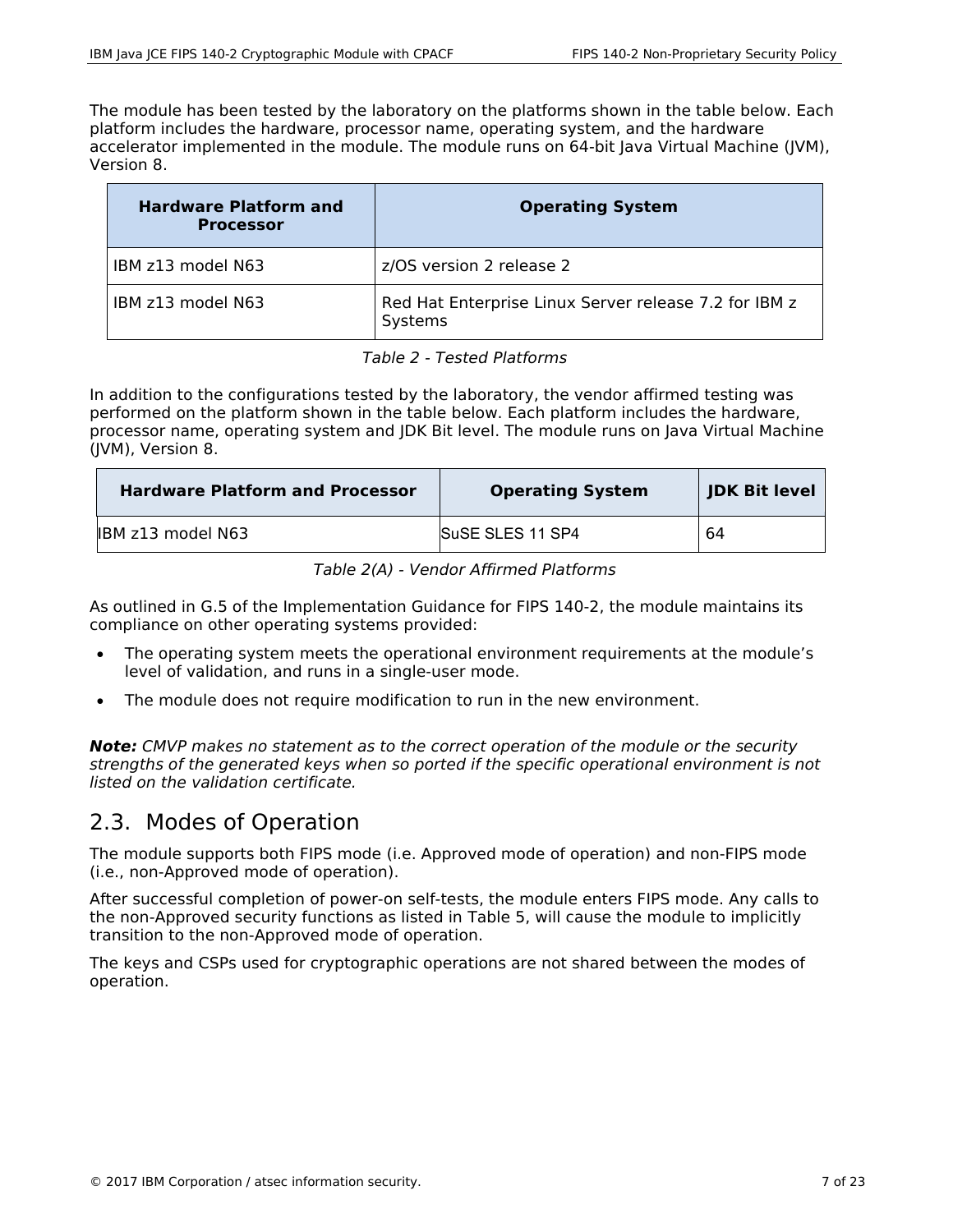The module has been tested by the laboratory on the platforms shown in the table below. Each platform includes the hardware, processor name, operating system, and the hardware accelerator implemented in the module. The module runs on 64-bit Java Virtual Machine (JVM), Version 8.

| Hardware Platform and Processor | Operating System |
|---|---|
| IBM z13 model N63 | z/OS version 2 release 2 |
| IBM z13 model N63 | Red Hat Enterprise Linux Server release 7.2 for IBM z Systems |

*Table 2 - Tested Platforms*

In addition to the configurations tested by the laboratory, the vendor affirmed testing was performed on the platform shown in the table below. Each platform includes the hardware, processor name, operating system and JDK Bit level. The module runs on Java Virtual Machine (JVM), Version 8.

| Hardware Platform and Processor | Operating System | JDK Bit level |
|---|---|---|
| IBM z13 model N63 | SuSE SLES 11 SP4 | 64 |

*Table 2(A) - Vendor Affirmed Platforms*

As outlined in G.5 of the Implementation Guidance for FIPS 140-2, the module maintains its compliance on other operating systems provided:

- The operating system meets the operational environment requirements at the module's level of validation, and runs in a single-user mode.
- The module does not require modification to run in the new environment.

***Note:*** *CMVP makes no statement as to the correct operation of the module or the security strengths of the generated keys when so ported if the specific operational environment is not listed on the validation certificate.*

## 2.3. Modes of Operation

The module supports both FIPS mode (i.e. Approved mode of operation) and non-FIPS mode (i.e., non-Approved mode of operation).

After successful completion of power-on self-tests, the module enters FIPS mode. Any calls to the non-Approved security functions as listed in Table 5, will cause the module to implicitly transition to the non-Approved mode of operation.

The keys and CSPs used for cryptographic operations are not shared between the modes of operation.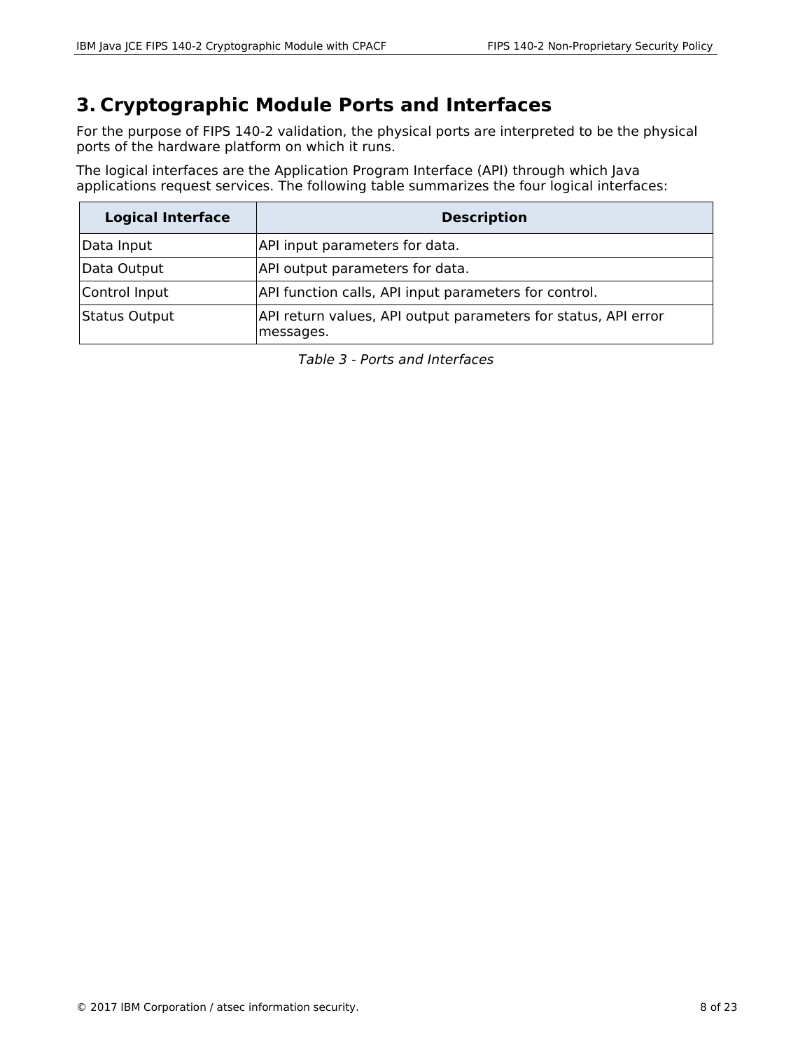# 3. Cryptographic Module Ports and Interfaces

For the purpose of FIPS 140-2 validation, the physical ports are interpreted to be the physical ports of the hardware platform on which it runs.

The logical interfaces are the Application Program Interface (API) through which Java applications request services. The following table summarizes the four logical interfaces:

| Logical Interface | Description |
|---|---|
| Data Input | API input parameters for data. |
| Data Output | API output parameters for data. |
| Control Input | API function calls, API input parameters for control. |
| Status Output | API return values, API output parameters for status, API error messages. |

*Table 3 - Ports and Interfaces*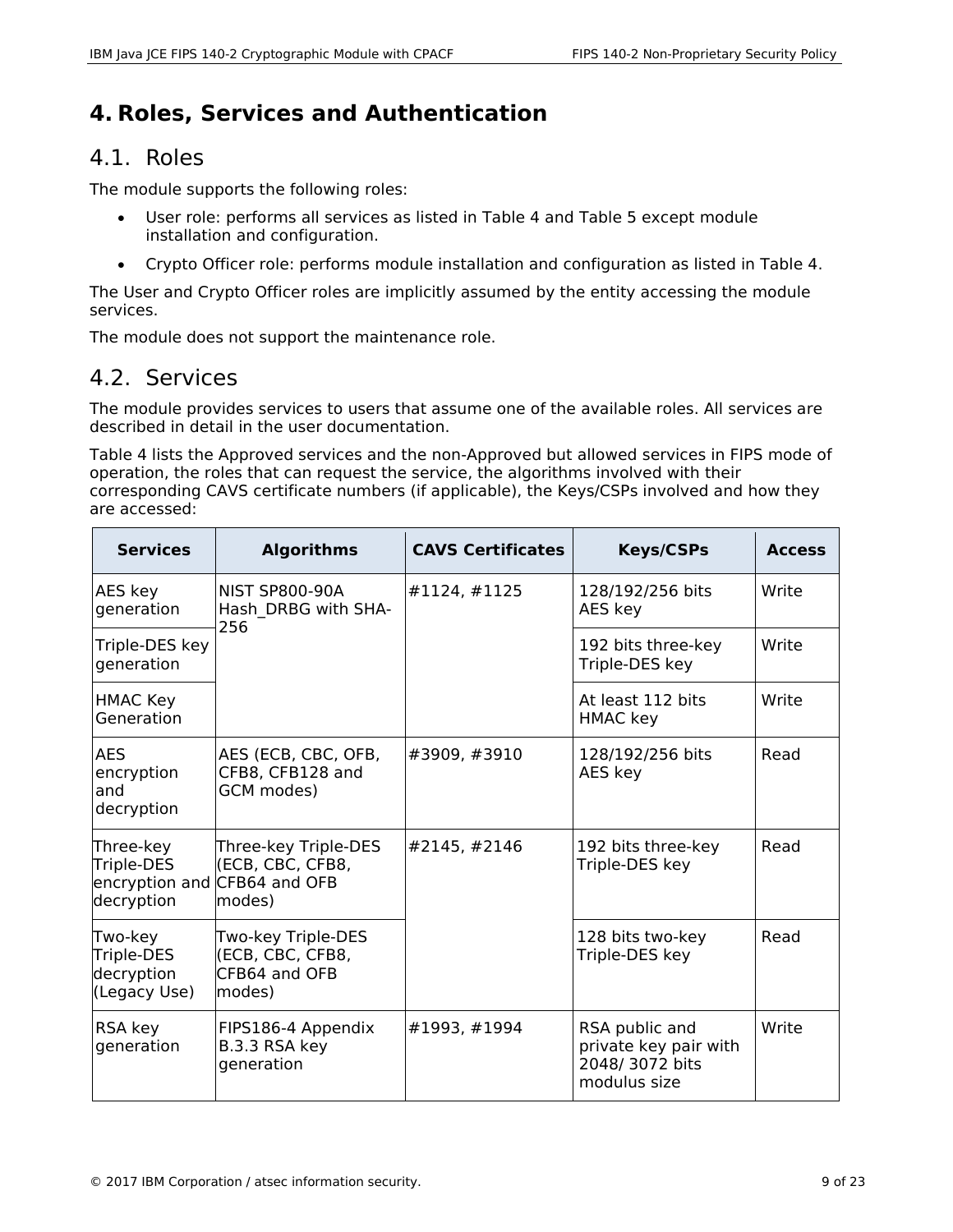# 4. Roles, Services and Authentication

## 4.1. Roles

The module supports the following roles:

- User role: performs all services as listed in Table 4 and Table 5 except module installation and configuration.
- Crypto Officer role: performs module installation and configuration as listed in Table 4.

The User and Crypto Officer roles are implicitly assumed by the entity accessing the module services.

The module does not support the maintenance role.

## 4.2. Services

The module provides services to users that assume one of the available roles. All services are described in detail in the user documentation.

Table 4 lists the Approved services and the non-Approved but allowed services in FIPS mode of operation, the roles that can request the service, the algorithms involved with their corresponding CAVS certificate numbers (if applicable), the Keys/CSPs involved and how they are accessed:

| Services | Algorithms | CAVS Certificates | Keys/CSPs | Access |
|---|---|---|---|---|
| AES key generation | NIST SP800-90A Hash_DRBG with SHA-256 | #1124, #1125 | 128/192/256 bits AES key | Write |
| Triple-DES key generation | | | 192 bits three-key Triple-DES key | Write |
| HMAC Key Generation | | | At least 112 bits HMAC key | Write |
| AES encryption and decryption | AES (ECB, CBC, OFB, CFB8, CFB128 and GCM modes) | #3909, #3910 | 128/192/256 bits AES key | Read |
| Three-key Triple-DES encryption and decryption | Three-key Triple-DES (ECB, CBC, CFB8, CFB64 and OFB modes) | #2145, #2146 | 192 bits three-key Triple-DES key | Read |
| Two-key Triple-DES decryption (Legacy Use) | Two-key Triple-DES (ECB, CBC, CFB8, CFB64 and OFB modes) | | 128 bits two-key Triple-DES key | Read |
| RSA key generation | FIPS186-4 Appendix B.3.3 RSA key generation | #1993, #1994 | RSA public and private key pair with 2048/ 3072 bits modulus size | Write |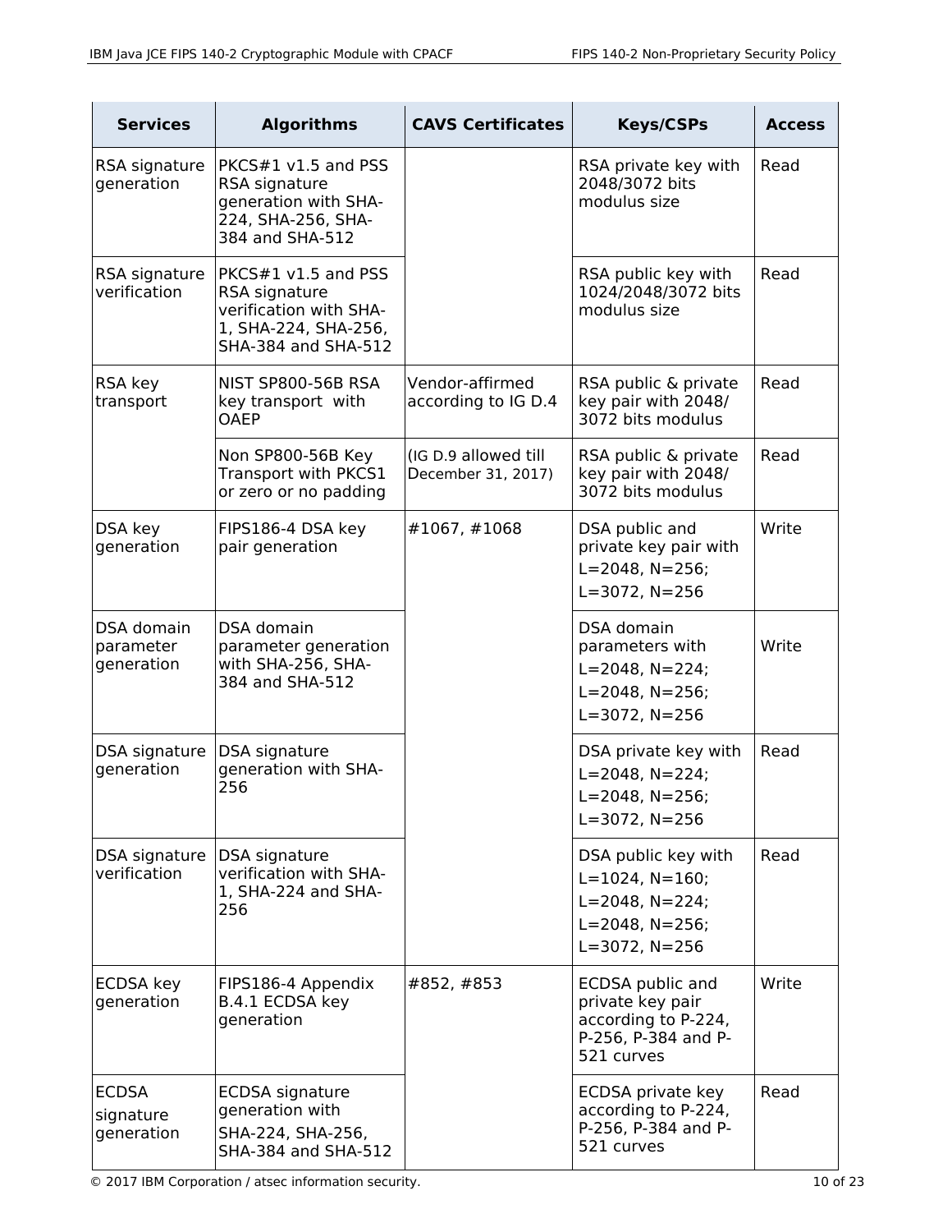| Services | Algorithms | CAVS Certificates | Keys/CSPs | Access |
|---|---|---|---|---|
| RSA signature generation | PKCS#1 v1.5 and PSS RSA signature generation with SHA-224, SHA-256, SHA-384 and SHA-512 | | RSA private key with 2048/3072 bits modulus size | Read |
| RSA signature verification | PKCS#1 v1.5 and PSS RSA signature verification with SHA-1, SHA-224, SHA-256, SHA-384 and SHA-512 | | RSA public key with 1024/2048/3072 bits modulus size | Read |
| RSA key transport | NIST SP800-56B RSA key transport with OAEP | Vendor-affirmed according to IG D.4 | RSA public & private key pair with 2048/ 3072 bits modulus | Read |
| | Non SP800-56B Key Transport with PKCS1 or zero or no padding | (IG D.9 allowed till December 31, 2017) | RSA public & private key pair with 2048/ 3072 bits modulus | Read |
| DSA key generation | FIPS186-4 DSA key pair generation | #1067, #1068 | DSA public and private key pair with L=2048, N=256; L=3072, N=256 | Write |
| DSA domain parameter generation | DSA domain parameter generation with SHA-256, SHA-384 and SHA-512 | | DSA domain parameters with L=2048, N=224; L=2048, N=256; L=3072, N=256 | Write |
| DSA signature generation | DSA signature generation with SHA-256 | | DSA private key with L=2048, N=224; L=2048, N=256; L=3072, N=256 | Read |
| DSA signature verification | DSA signature verification with SHA-1, SHA-224 and SHA-256 | | DSA public key with L=1024, N=160; L=2048, N=224; L=2048, N=256; L=3072, N=256 | Read |
| ECDSA key generation | FIPS186-4 Appendix B.4.1 ECDSA key generation | #852, #853 | ECDSA public and private key pair according to P-224, P-256, P-384 and P-521 curves | Write |
| ECDSA signature generation | ECDSA signature generation with SHA-224, SHA-256, SHA-384 and SHA-512 | | ECDSA private key according to P-224, P-256, P-384 and P-521 curves | Read |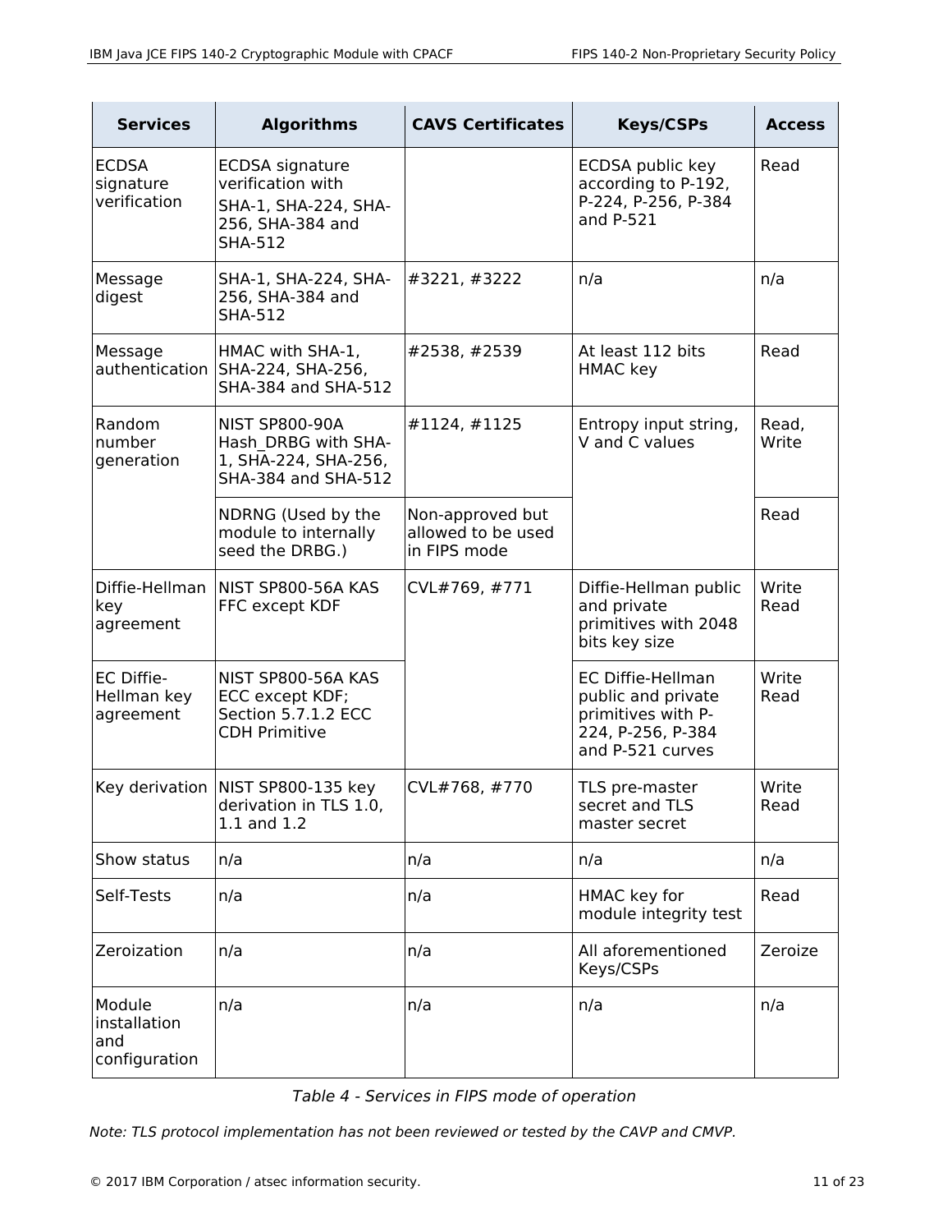| Services | Algorithms | CAVS Certificates | Keys/CSPs | Access |
|---|---|---|---|---|
| ECDSA signature verification | ECDSA signature verification with SHA-1, SHA-224, SHA-256, SHA-384 and SHA-512 | | ECDSA public key according to P-192, P-224, P-256, P-384 and P-521 | Read |
| Message digest | SHA-1, SHA-224, SHA-256, SHA-384 and SHA-512 | #3221, #3222 | n/a | n/a |
| Message authentication | HMAC with SHA-1, SHA-224, SHA-256, SHA-384 and SHA-512 | #2538, #2539 | At least 112 bits HMAC key | Read |
| Random number generation | NIST SP800-90A Hash_DRBG with SHA-1, SHA-224, SHA-256, SHA-384 and SHA-512 | #1124, #1125 | Entropy input string, V and C values | Read, Write |
| | NDRNG (Used by the module to internally seed the DRBG.) | Non-approved but allowed to be used in FIPS mode | | Read |
| Diffie-Hellman key agreement | NIST SP800-56A KAS FFC except KDF | CVL#769, #771 | Diffie-Hellman public and private primitives with 2048 bits key size | Write Read |
| EC Diffie-Hellman key agreement | NIST SP800-56A KAS ECC except KDF; Section 5.7.1.2 ECC CDH Primitive | | EC Diffie-Hellman public and private primitives with P-224, P-256, P-384 and P-521 curves | Write Read |
| Key derivation | NIST SP800-135 key derivation in TLS 1.0, 1.1 and 1.2 | CVL#768, #770 | TLS pre-master secret and TLS master secret | Write Read |
| Show status | n/a | n/a | n/a | n/a |
| Self-Tests | n/a | n/a | HMAC key for module integrity test | Read |
| Zeroization | n/a | n/a | All aforementioned Keys/CSPs | Zeroize |
| Module installation and configuration | n/a | n/a | n/a | n/a |

*Table 4 - Services in FIPS mode of operation*

*Note: TLS protocol implementation has not been reviewed or tested by the CAVP and CMVP.*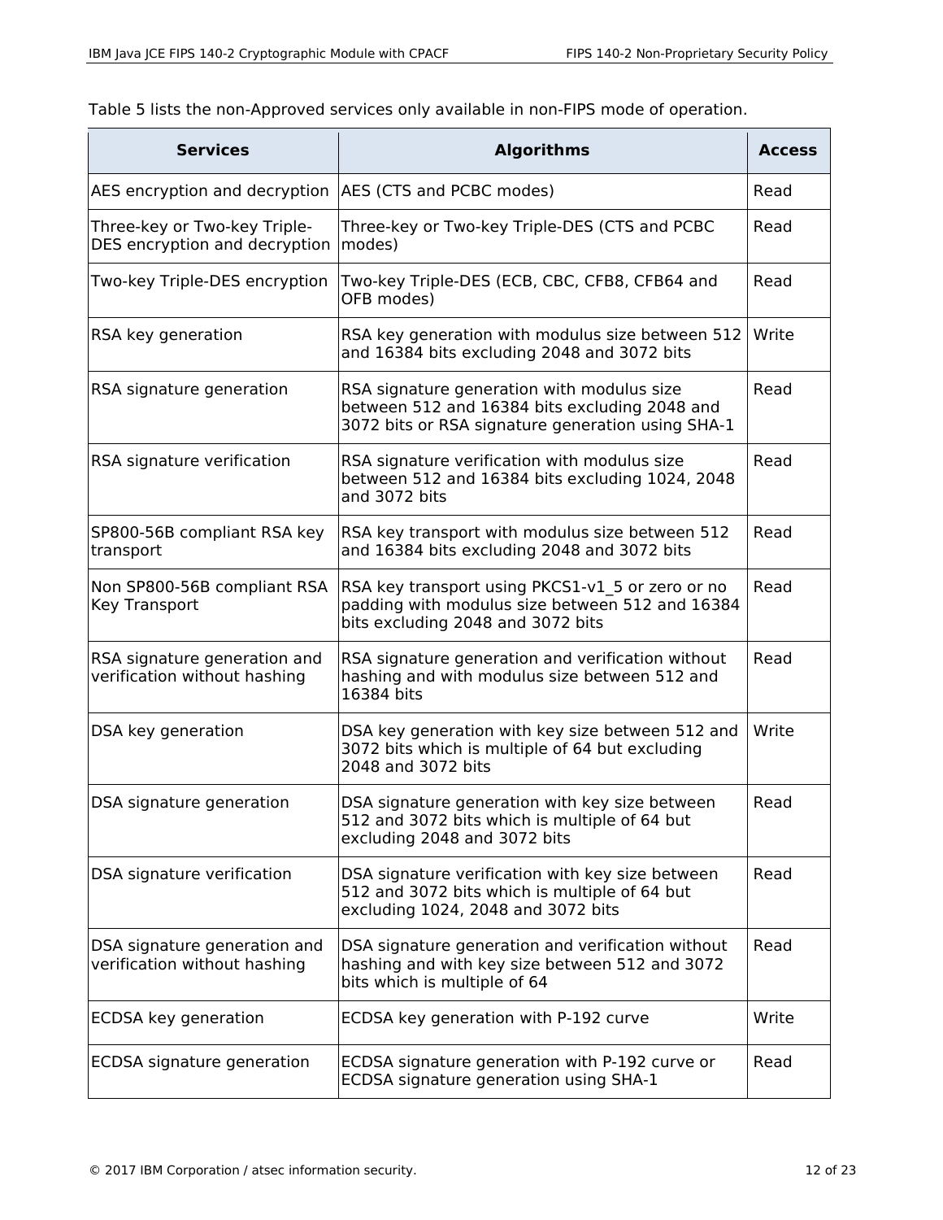Table 5 lists the non-Approved services only available in non-FIPS mode of operation.

| Services | Algorithms | Access |
|---|---|---|
| AES encryption and decryption | AES (CTS and PCBC modes) | Read |
| Three-key or Two-key Triple-DES encryption and decryption | Three-key or Two-key Triple-DES (CTS and PCBC modes) | Read |
| Two-key Triple-DES encryption | Two-key Triple-DES (ECB, CBC, CFB8, CFB64 and OFB modes) | Read |
| RSA key generation | RSA key generation with modulus size between 512 and 16384 bits excluding 2048 and 3072 bits | Write |
| RSA signature generation | RSA signature generation with modulus size between 512 and 16384 bits excluding 2048 and 3072 bits or RSA signature generation using SHA-1 | Read |
| RSA signature verification | RSA signature verification with modulus size between 512 and 16384 bits excluding 1024, 2048 and 3072 bits | Read |
| SP800-56B compliant RSA key transport | RSA key transport with modulus size between 512 and 16384 bits excluding 2048 and 3072 bits | Read |
| Non SP800-56B compliant RSA Key Transport | RSA key transport using PKCS1-v1_5 or zero or no padding with modulus size between 512 and 16384 bits excluding 2048 and 3072 bits | Read |
| RSA signature generation and verification without hashing | RSA signature generation and verification without hashing and with modulus size between 512 and 16384 bits | Read |
| DSA key generation | DSA key generation with key size between 512 and 3072 bits which is multiple of 64 but excluding 2048 and 3072 bits | Write |
| DSA signature generation | DSA signature generation with key size between 512 and 3072 bits which is multiple of 64 but excluding 2048 and 3072 bits | Read |
| DSA signature verification | DSA signature verification with key size between 512 and 3072 bits which is multiple of 64 but excluding 1024, 2048 and 3072 bits | Read |
| DSA signature generation and verification without hashing | DSA signature generation and verification without hashing and with key size between 512 and 3072 bits which is multiple of 64 | Read |
| ECDSA key generation | ECDSA key generation with P-192 curve | Write |
| ECDSA signature generation | ECDSA signature generation with P-192 curve or ECDSA signature generation using SHA-1 | Read |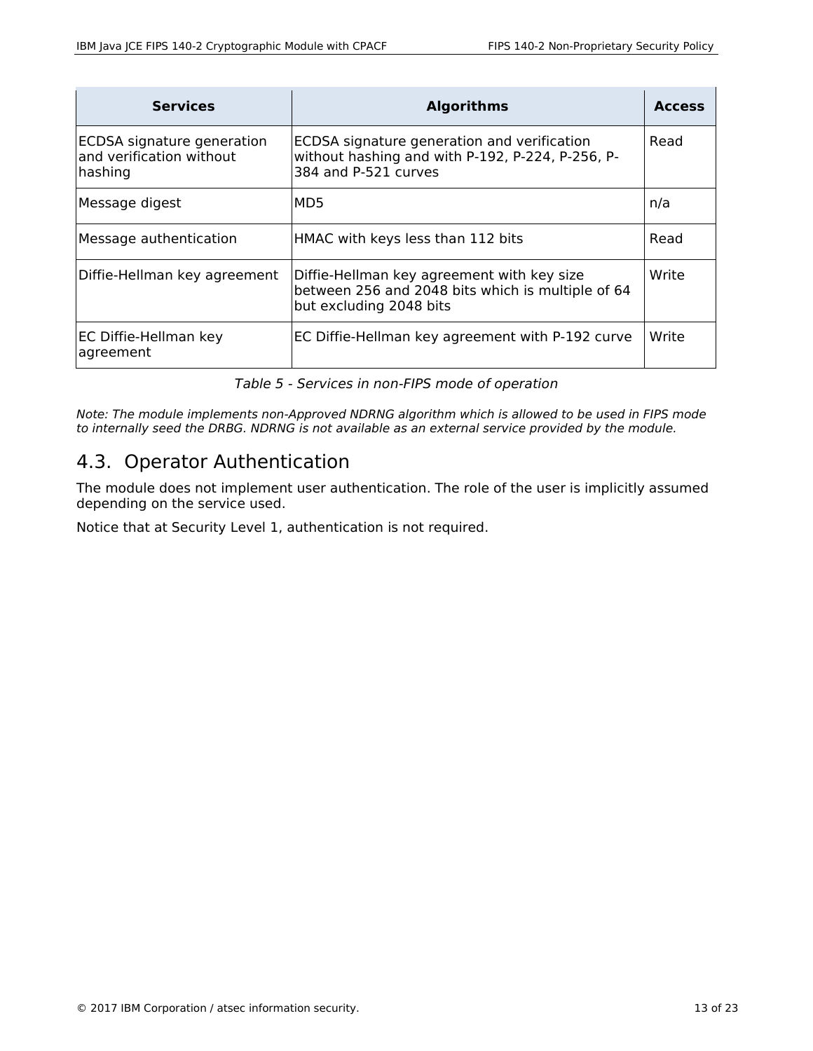| Services | Algorithms | Access |
|---|---|---|
| ECDSA signature generation and verification without hashing | ECDSA signature generation and verification without hashing and with P-192, P-224, P-256, P-384 and P-521 curves | Read |
| Message digest | MD5 | n/a |
| Message authentication | HMAC with keys less than 112 bits | Read |
| Diffie-Hellman key agreement | Diffie-Hellman key agreement with key size between 256 and 2048 bits which is multiple of 64 but excluding 2048 bits | Write |
| EC Diffie-Hellman key agreement | EC Diffie-Hellman key agreement with P-192 curve | Write |

*Table 5 - Services in non-FIPS mode of operation*

*Note: The module implements non-Approved NDRNG algorithm which is allowed to be used in FIPS mode to internally seed the DRBG. NDRNG is not available as an external service provided by the module.*

## 4.3. Operator Authentication

The module does not implement user authentication. The role of the user is implicitly assumed depending on the service used.

Notice that at Security Level 1, authentication is not required.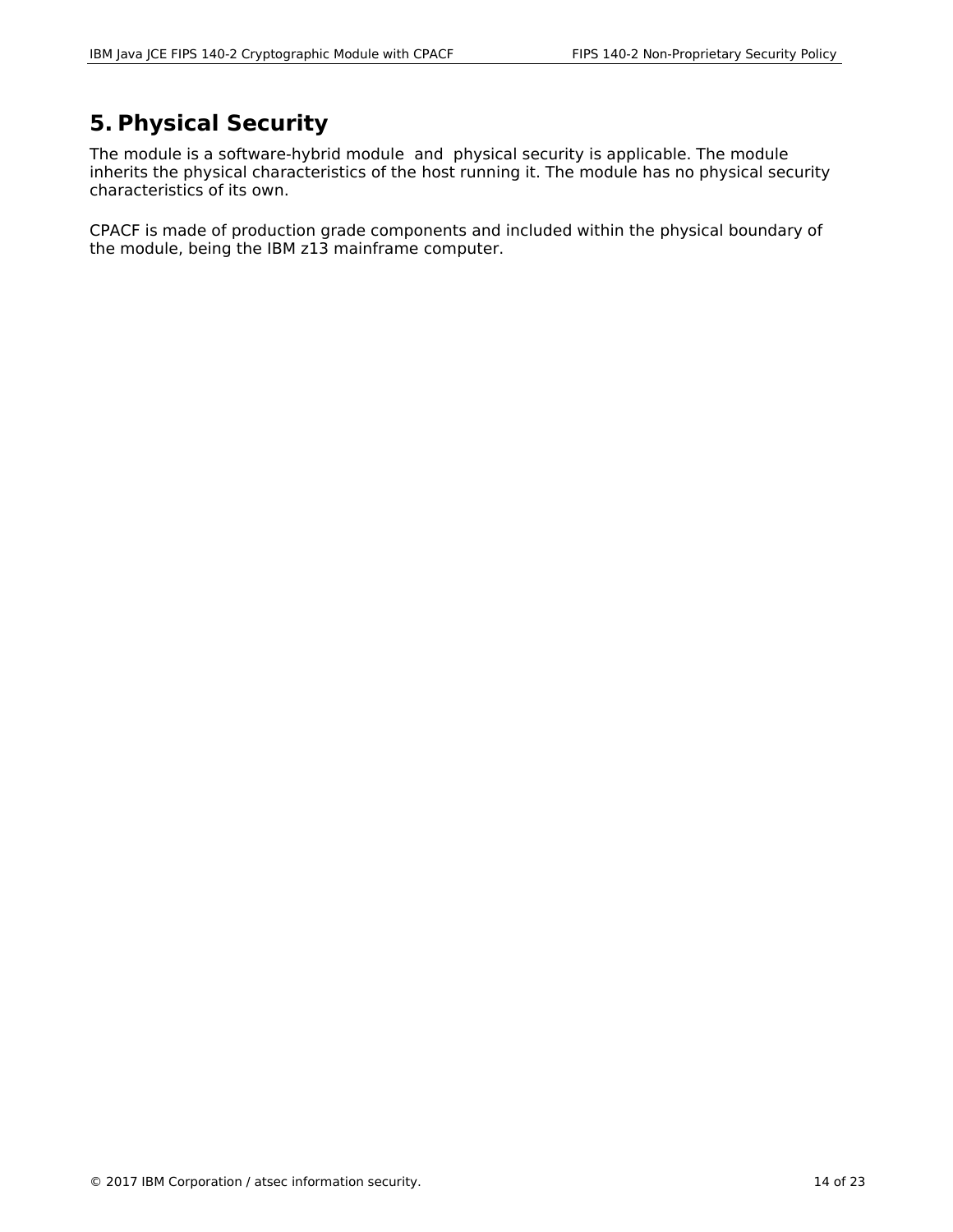# 5. Physical Security

The module is a software-hybrid module and physical security is applicable. The module inherits the physical characteristics of the host running it. The module has no physical security characteristics of its own.

CPACF is made of production grade components and included within the physical boundary of the module, being the IBM z13 mainframe computer.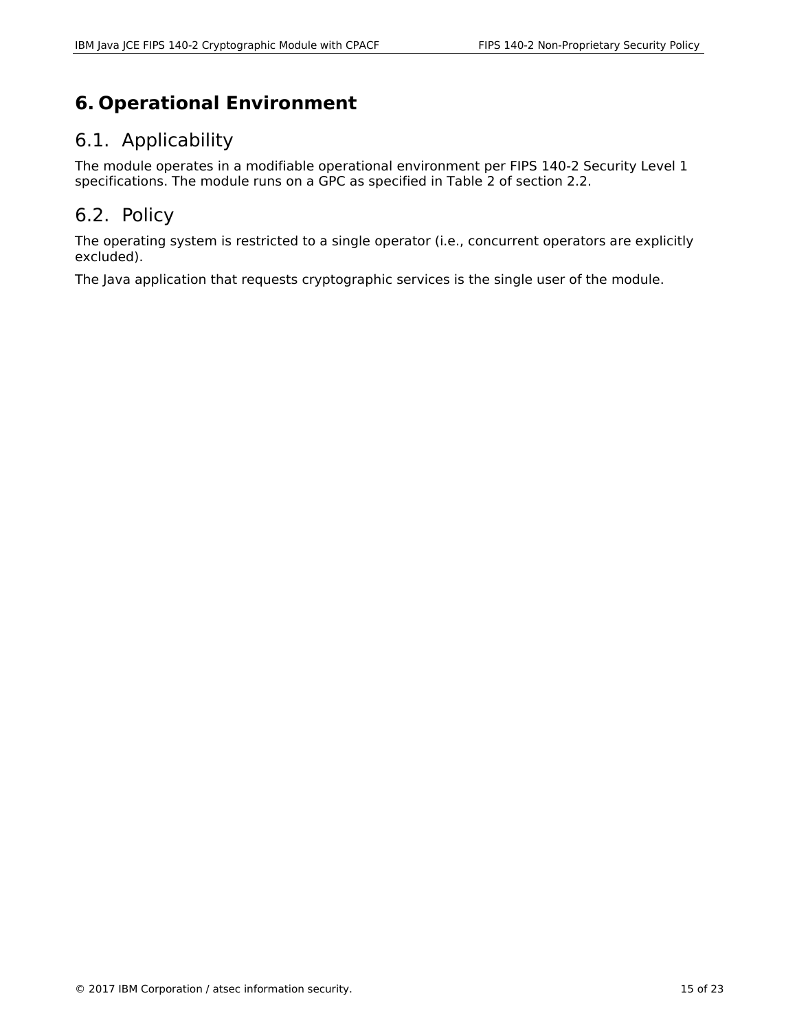# 6. Operational Environment

## 6.1. Applicability

The module operates in a modifiable operational environment per FIPS 140-2 Security Level 1 specifications. The module runs on a GPC as specified in Table 2 of section 2.2.

## 6.2. Policy

The operating system is restricted to a single operator (i.e., concurrent operators are explicitly excluded).

The Java application that requests cryptographic services is the single user of the module.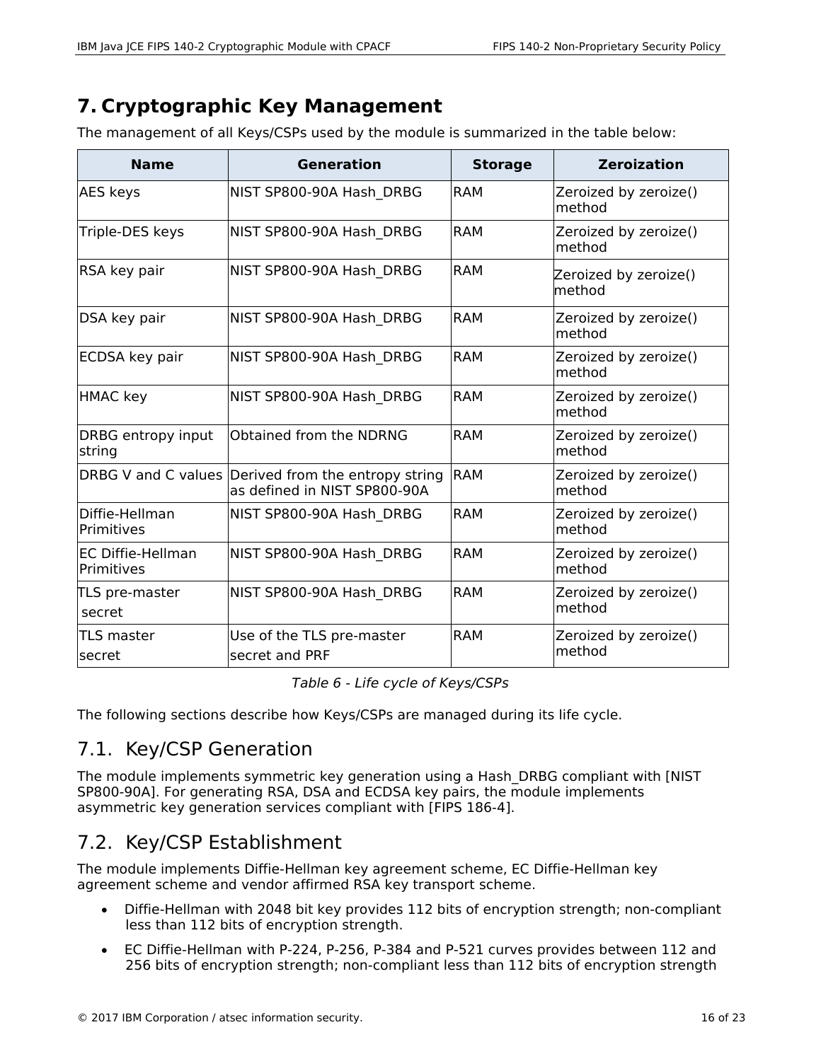# 7. Cryptographic Key Management

The management of all Keys/CSPs used by the module is summarized in the table below:

| Name | Generation | Storage | Zeroization |
|---|---|---|---|
| AES keys | NIST SP800-90A Hash_DRBG | RAM | Zeroized by zeroize() method |
| Triple-DES keys | NIST SP800-90A Hash_DRBG | RAM | Zeroized by zeroize() method |
| RSA key pair | NIST SP800-90A Hash_DRBG | RAM | Zeroized by zeroize() method |
| DSA key pair | NIST SP800-90A Hash_DRBG | RAM | Zeroized by zeroize() method |
| ECDSA key pair | NIST SP800-90A Hash_DRBG | RAM | Zeroized by zeroize() method |
| HMAC key | NIST SP800-90A Hash_DRBG | RAM | Zeroized by zeroize() method |
| DRBG entropy input string | Obtained from the NDRNG | RAM | Zeroized by zeroize() method |
| DRBG V and C values | Derived from the entropy string as defined in NIST SP800-90A | RAM | Zeroized by zeroize() method |
| Diffie-Hellman Primitives | NIST SP800-90A Hash_DRBG | RAM | Zeroized by zeroize() method |
| EC Diffie-Hellman Primitives | NIST SP800-90A Hash_DRBG | RAM | Zeroized by zeroize() method |
| TLS pre-master secret | NIST SP800-90A Hash_DRBG | RAM | Zeroized by zeroize() method |
| TLS master secret | Use of the TLS pre-master secret and PRF | RAM | Zeroized by zeroize() method |

*Table 6 - Life cycle of Keys/CSPs*

The following sections describe how Keys/CSPs are managed during its life cycle.

## 7.1. Key/CSP Generation

The module implements symmetric key generation using a Hash_DRBG compliant with [NIST SP800-90A]. For generating RSA, DSA and ECDSA key pairs, the module implements asymmetric key generation services compliant with [FIPS 186-4].

## 7.2. Key/CSP Establishment

The module implements Diffie-Hellman key agreement scheme, EC Diffie-Hellman key agreement scheme and vendor affirmed RSA key transport scheme.

- Diffie-Hellman with 2048 bit key provides 112 bits of encryption strength; non-compliant less than 112 bits of encryption strength.
- EC Diffie-Hellman with P-224, P-256, P-384 and P-521 curves provides between 112 and 256 bits of encryption strength; non-compliant less than 112 bits of encryption strength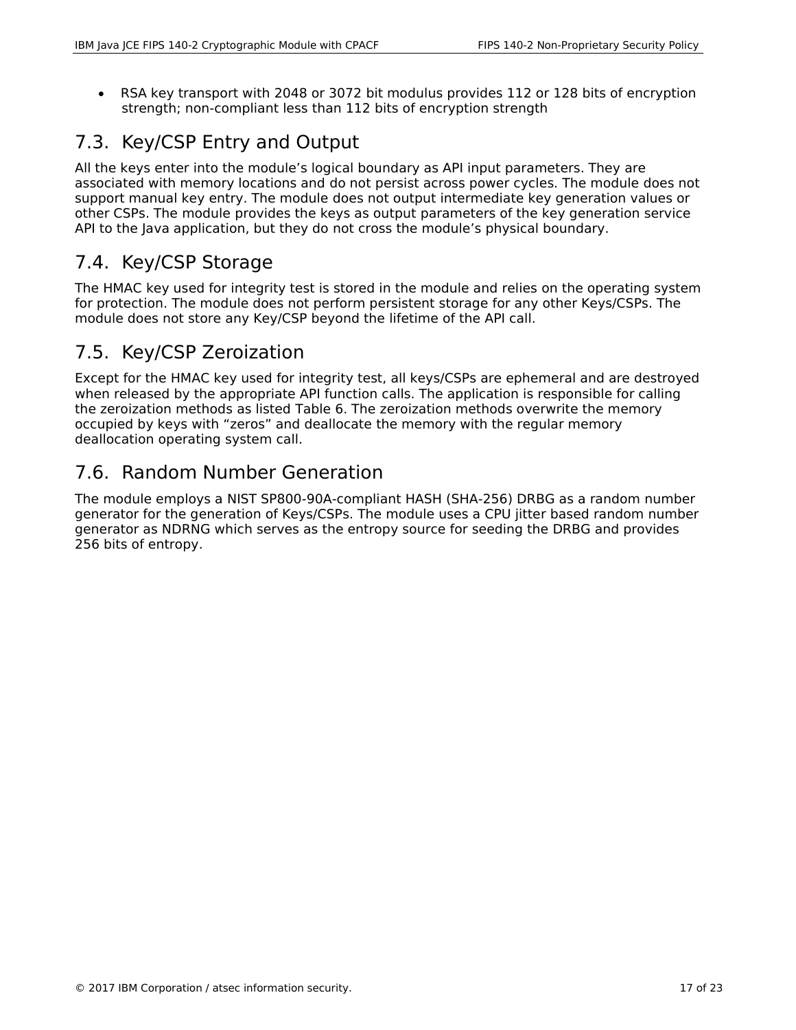- RSA key transport with 2048 or 3072 bit modulus provides 112 or 128 bits of encryption strength; non-compliant less than 112 bits of encryption strength

## 7.3. Key/CSP Entry and Output

All the keys enter into the module's logical boundary as API input parameters. They are associated with memory locations and do not persist across power cycles. The module does not support manual key entry. The module does not output intermediate key generation values or other CSPs. The module provides the keys as output parameters of the key generation service API to the Java application, but they do not cross the module's physical boundary.

## 7.4. Key/CSP Storage

The HMAC key used for integrity test is stored in the module and relies on the operating system for protection. The module does not perform persistent storage for any other Keys/CSPs. The module does not store any Key/CSP beyond the lifetime of the API call.

## 7.5. Key/CSP Zeroization

Except for the HMAC key used for integrity test, all keys/CSPs are ephemeral and are destroyed when released by the appropriate API function calls. The application is responsible for calling the zeroization methods as listed Table 6. The zeroization methods overwrite the memory occupied by keys with "zeros" and deallocate the memory with the regular memory deallocation operating system call.

## 7.6. Random Number Generation

The module employs a NIST SP800-90A-compliant HASH (SHA-256) DRBG as a random number generator for the generation of Keys/CSPs. The module uses a CPU jitter based random number generator as NDRNG which serves as the entropy source for seeding the DRBG and provides 256 bits of entropy.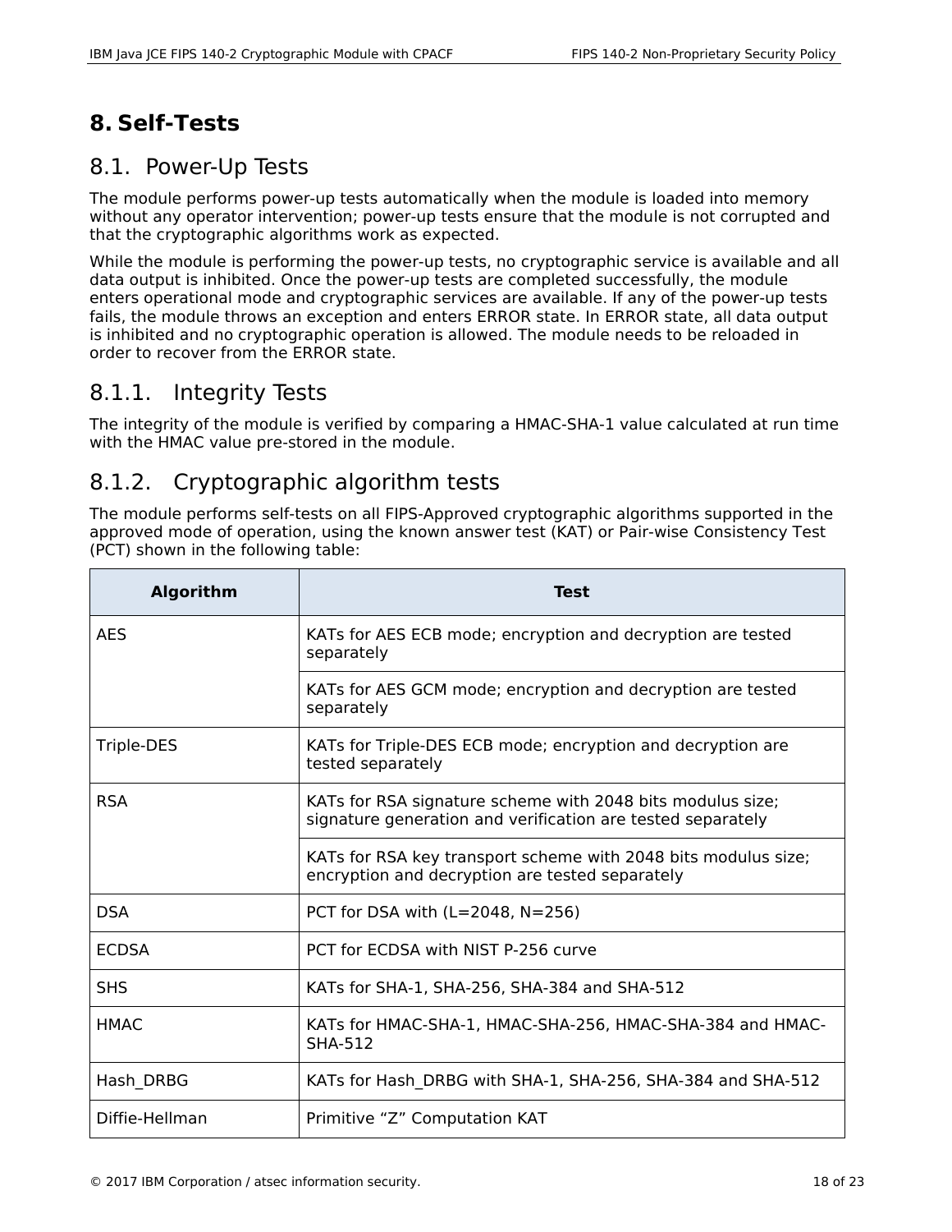# 8. Self-Tests

## 8.1. Power-Up Tests

The module performs power-up tests automatically when the module is loaded into memory without any operator intervention; power-up tests ensure that the module is not corrupted and that the cryptographic algorithms work as expected.

While the module is performing the power-up tests, no cryptographic service is available and all data output is inhibited. Once the power-up tests are completed successfully, the module enters operational mode and cryptographic services are available. If any of the power-up tests fails, the module throws an exception and enters ERROR state. In ERROR state, all data output is inhibited and no cryptographic operation is allowed. The module needs to be reloaded in order to recover from the ERROR state.

### 8.1.1. Integrity Tests

The integrity of the module is verified by comparing a HMAC-SHA-1 value calculated at run time with the HMAC value pre-stored in the module.

### 8.1.2. Cryptographic algorithm tests

The module performs self-tests on all FIPS-Approved cryptographic algorithms supported in the approved mode of operation, using the known answer test (KAT) or Pair-wise Consistency Test (PCT) shown in the following table:

| Algorithm | Test |
|---|---|
| AES | KATs for AES ECB mode; encryption and decryption are tested separately |
| | KATs for AES GCM mode; encryption and decryption are tested separately |
| Triple-DES | KATs for Triple-DES ECB mode; encryption and decryption are tested separately |
| RSA | KATs for RSA signature scheme with 2048 bits modulus size; signature generation and verification are tested separately |
| | KATs for RSA key transport scheme with 2048 bits modulus size; encryption and decryption are tested separately |
| DSA | PCT for DSA with (L=2048, N=256) |
| ECDSA | PCT for ECDSA with NIST P-256 curve |
| SHS | KATs for SHA-1, SHA-256, SHA-384 and SHA-512 |
| HMAC | KATs for HMAC-SHA-1, HMAC-SHA-256, HMAC-SHA-384 and HMAC-SHA-512 |
| Hash_DRBG | KATs for Hash_DRBG with SHA-1, SHA-256, SHA-384 and SHA-512 |
| Diffie-Hellman | Primitive “Z” Computation KAT |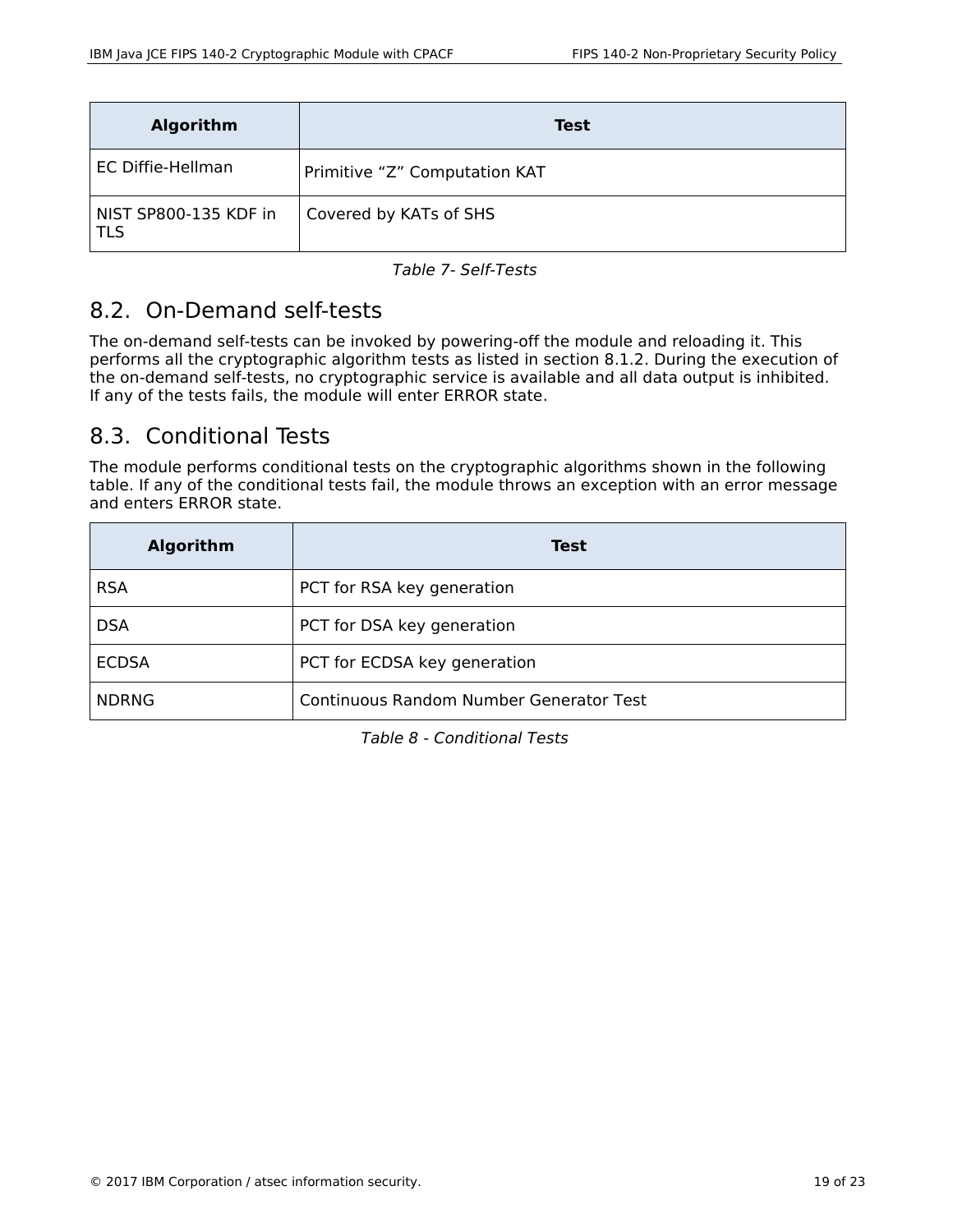| Algorithm | Test |
| --- | --- |
| EC Diffie-Hellman | Primitive “Z” Computation KAT |
| NIST SP800-135 KDF in TLS | Covered by KATs of SHS |

*Table 7- Self-Tests*

## 8.2. On-Demand self-tests

The on-demand self-tests can be invoked by powering-off the module and reloading it. This performs all the cryptographic algorithm tests as listed in section 8.1.2. During the execution of the on-demand self-tests, no cryptographic service is available and all data output is inhibited. If any of the tests fails, the module will enter ERROR state.

## 8.3. Conditional Tests

The module performs conditional tests on the cryptographic algorithms shown in the following table. If any of the conditional tests fail, the module throws an exception with an error message and enters ERROR state.

| Algorithm | Test |
| --- | --- |
| RSA | PCT for RSA key generation |
| DSA | PCT for DSA key generation |
| ECDSA | PCT for ECDSA key generation |
| NDRNG | Continuous Random Number Generator Test |

*Table 8 - Conditional Tests*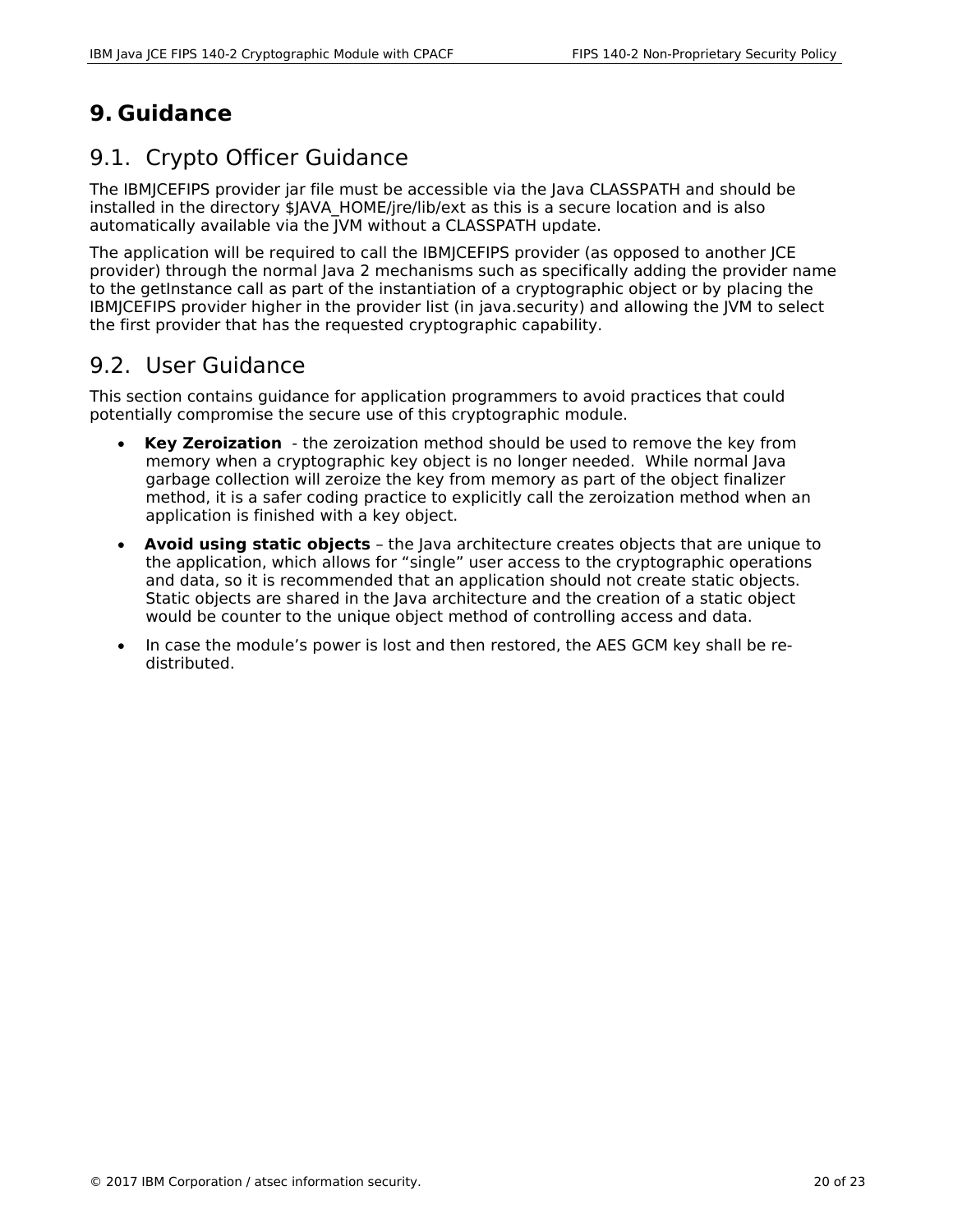# 9. Guidance

## 9.1. Crypto Officer Guidance

The IBMJCEFIPS provider jar file must be accessible via the Java CLASSPATH and should be installed in the directory $JAVA_HOME/jre/lib/ext as this is a secure location and is also automatically available via the JVM without a CLASSPATH update.

The application will be required to call the IBMJCEFIPS provider (as opposed to another JCE provider) through the normal Java 2 mechanisms such as specifically adding the provider name to the getInstance call as part of the instantiation of a cryptographic object or by placing the IBMJCEFIPS provider higher in the provider list (in java.security) and allowing the JVM to select the first provider that has the requested cryptographic capability.

## 9.2. User Guidance

This section contains guidance for application programmers to avoid practices that could potentially compromise the secure use of this cryptographic module.

- **Key Zeroization** - the zeroization method should be used to remove the key from memory when a cryptographic key object is no longer needed. While normal Java garbage collection will zeroize the key from memory as part of the object finalizer method, it is a safer coding practice to explicitly call the zeroization method when an application is finished with a key object.
- **Avoid using static objects** – the Java architecture creates objects that are unique to the application, which allows for “single” user access to the cryptographic operations and data, so it is recommended that an application should not create static objects. Static objects are shared in the Java architecture and the creation of a static object would be counter to the unique object method of controlling access and data.
- In case the module’s power is lost and then restored, the AES GCM key shall be re-distributed.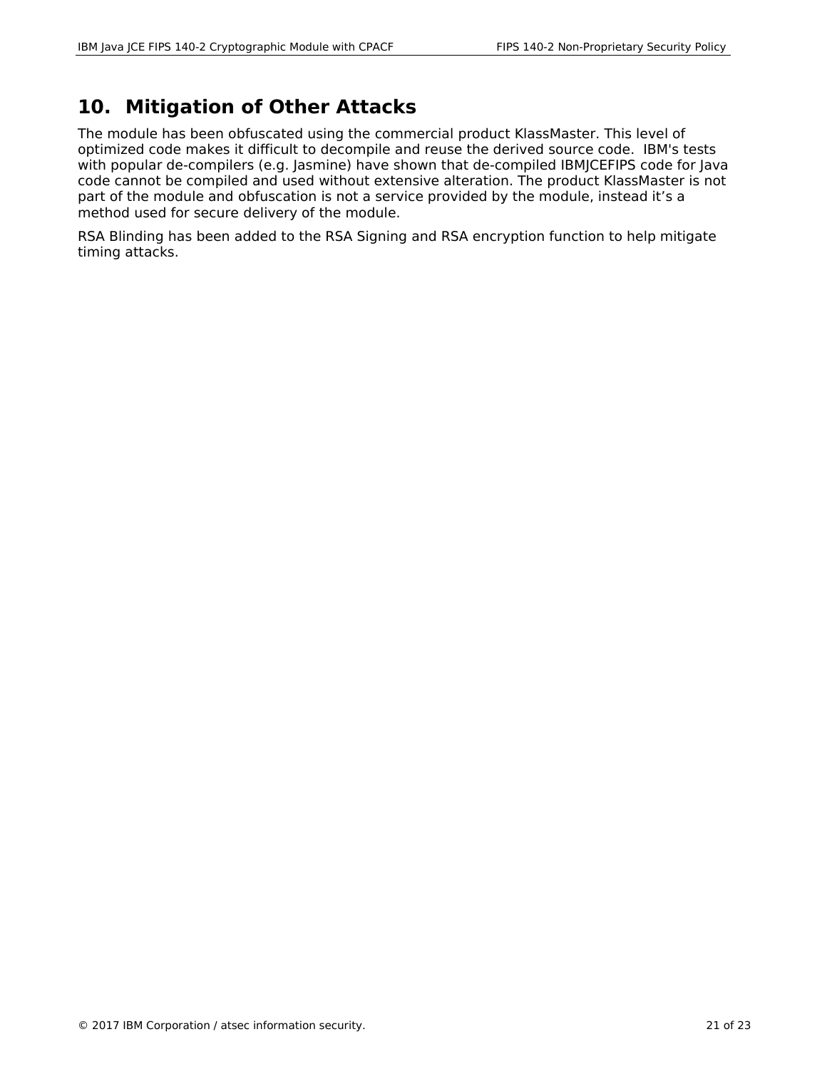# 10. Mitigation of Other Attacks

The module has been obfuscated using the commercial product KlassMaster. This level of optimized code makes it difficult to decompile and reuse the derived source code. IBM's tests with popular de-compilers (e.g. Jasmine) have shown that de-compiled IBMJCEFIPS code for Java code cannot be compiled and used without extensive alteration. The product KlassMaster is not part of the module and obfuscation is not a service provided by the module, instead it's a method used for secure delivery of the module.

RSA Blinding has been added to the RSA Signing and RSA encryption function to help mitigate timing attacks.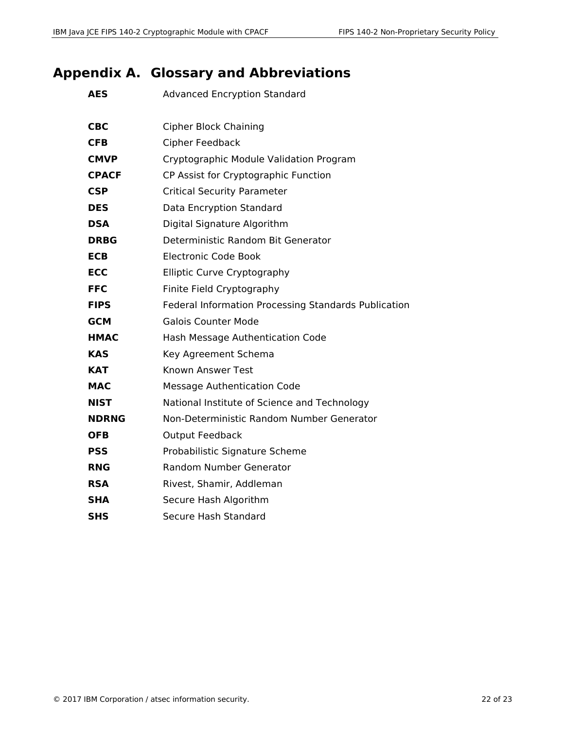# Appendix A. Glossary and Abbreviations

| | |
|---|---|
| **AES** | Advanced Encryption Standard |
| **CBC** | Cipher Block Chaining |
| **CFB** | Cipher Feedback |
| **CMVP** | Cryptographic Module Validation Program |
| **CPACF** | CP Assist for Cryptographic Function |
| **CSP** | Critical Security Parameter |
| **DES** | Data Encryption Standard |
| **DSA** | Digital Signature Algorithm |
| **DRBG** | Deterministic Random Bit Generator |
| **ECB** | Electronic Code Book |
| **ECC** | Elliptic Curve Cryptography |
| **FFC** | Finite Field Cryptography |
| **FIPS** | Federal Information Processing Standards Publication |
| **GCM** | Galois Counter Mode |
| **HMAC** | Hash Message Authentication Code |
| **KAS** | Key Agreement Schema |
| **KAT** | Known Answer Test |
| **MAC** | Message Authentication Code |
| **NIST** | National Institute of Science and Technology |
| **NDRNG** | Non-Deterministic Random Number Generator |
| **OFB** | Output Feedback |
| **PSS** | Probabilistic Signature Scheme |
| **RNG** | Random Number Generator |
| **RSA** | Rivest, Shamir, Addleman |
| **SHA** | Secure Hash Algorithm |
| **SHS** | Secure Hash Standard |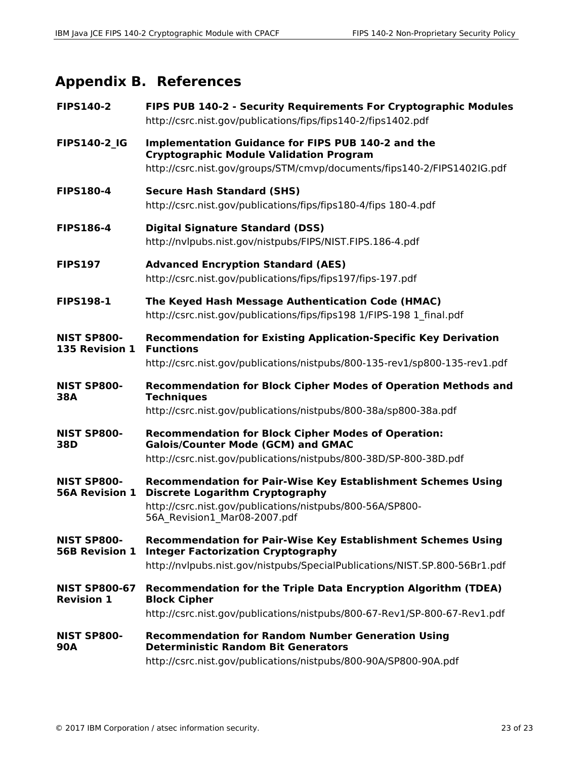# Appendix B. References

**FIPS140-2** **FIPS PUB 140-2 - Security Requirements For Cryptographic Modules**
http://csrc.nist.gov/publications/fips/fips140-2/fips1402.pdf

**FIPS140-2_IG** **Implementation Guidance for FIPS PUB 140-2 and the Cryptographic Module Validation Program**
http://csrc.nist.gov/groups/STM/cmvp/documents/fips140-2/FIPS1402IG.pdf

**FIPS180-4** **Secure Hash Standard (SHS)**
http://csrc.nist.gov/publications/fips/fips180-4/fips 180-4.pdf

**FIPS186-4** **Digital Signature Standard (DSS)**
http://nvlpubs.nist.gov/nistpubs/FIPS/NIST.FIPS.186-4.pdf

**FIPS197** **Advanced Encryption Standard (AES)**
http://csrc.nist.gov/publications/fips/fips197/fips-197.pdf

**FIPS198-1** **The Keyed Hash Message Authentication Code (HMAC)**
http://csrc.nist.gov/publications/fips/fips198 1/FIPS-198 1_final.pdf

**NIST SP800-135 Revision 1** **Recommendation for Existing Application-Specific Key Derivation Functions**
http://csrc.nist.gov/publications/nistpubs/800-135-rev1/sp800-135-rev1.pdf

**NIST SP800-38A** **Recommendation for Block Cipher Modes of Operation Methods and Techniques**
http://csrc.nist.gov/publications/nistpubs/800-38a/sp800-38a.pdf

**NIST SP800-38D** **Recommendation for Block Cipher Modes of Operation: Galois/Counter Mode (GCM) and GMAC**
http://csrc.nist.gov/publications/nistpubs/800-38D/SP-800-38D.pdf

**NIST SP800-56A Revision 1** **Recommendation for Pair-Wise Key Establishment Schemes Using Discrete Logarithm Cryptography**
http://csrc.nist.gov/publications/nistpubs/800-56A/SP800-56A_Revision1_Mar08-2007.pdf

**NIST SP800-56B Revision 1** **Recommendation for Pair-Wise Key Establishment Schemes Using Integer Factorization Cryptography**
http://nvlpubs.nist.gov/nistpubs/SpecialPublications/NIST.SP.800-56Br1.pdf

**NIST SP800-67 Revision 1** **Recommendation for the Triple Data Encryption Algorithm (TDEA) Block Cipher**
http://csrc.nist.gov/publications/nistpubs/800-67-Rev1/SP-800-67-Rev1.pdf

**NIST SP800-90A** **Recommendation for Random Number Generation Using Deterministic Random Bit Generators**
http://csrc.nist.gov/publications/nistpubs/800-90A/SP800-90A.pdf